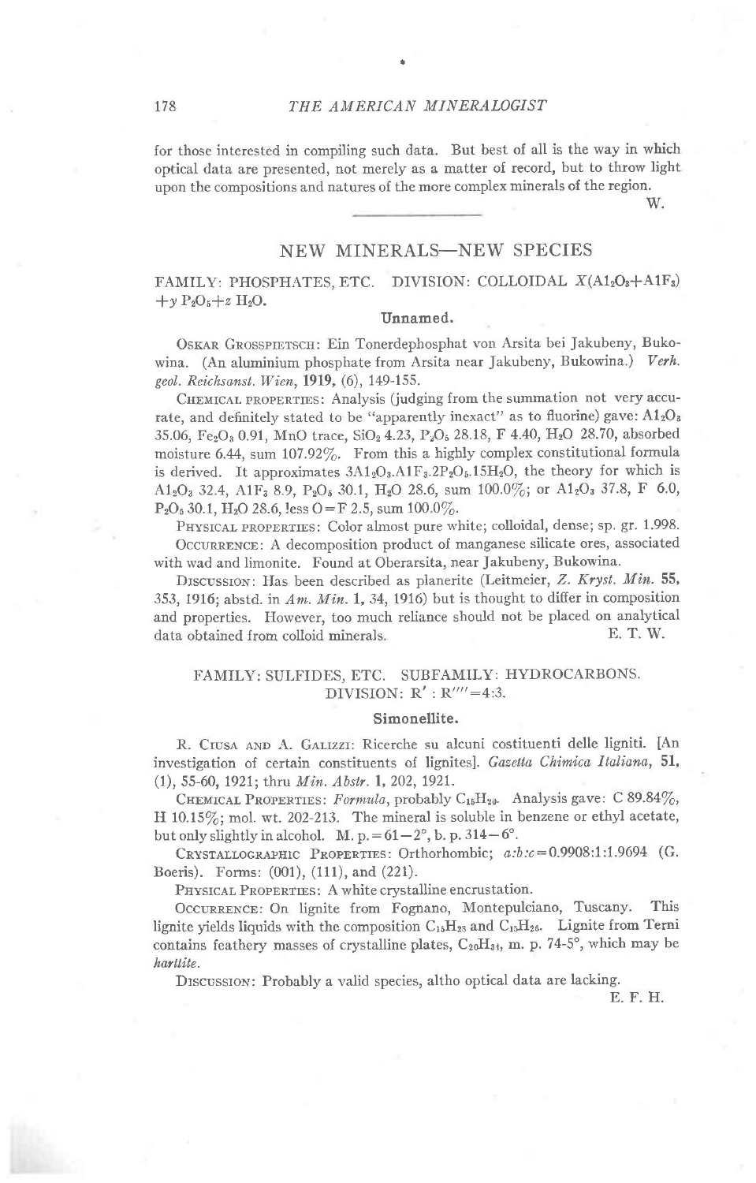for those interested in compiling such data. But best of all is the way in which optical data are presented, not merely as a matter of record, but to throw light upon the compositions and natures of the more complex minerals of the region.

W.

---

## NEW MINERALS—NEW SPECIES

FAMILY: PHOSPHATES, ETC. DIVISION: COLLOIDAL $X(Al_2O_3+AlF_3) +y\ P_2O_5+z\ H_2O$.

### Unnamed.

Oskar Grosspietsch: Ein Tonerdephosphat von Arsita bei Jakubeny, Bukowina. (An aluminium phosphate from Arsita near Jakubeny, Bukowina.) *Verh. geol. Reichsanst. Wien*, **1919**, (6), 149-155.

Chemical properties: Analysis (judging from the summation not very accurate, and definitely stated to be "apparently inexact" as to fluorine) gave: $Al_2O_3$ 35.06, $Fe_2O_3$ 0.91, MnO trace, $SiO_2$ 4.23, $P_2O_5$ 28.18, F 4.40, $H_2O$ 28.70, absorbed moisture 6.44, sum 107.92%. From this a highly complex constitutional formula is derived. It approximates $3Al_2O_3.AlF_3.2P_2O_5.15H_2O$, the theory for which is $Al_2O_3$ 32.4, $AlF_3$ 8.9, $P_2O_5$ 30.1, $H_2O$ 28.6, sum 100.0%; or $Al_2O_3$ 37.8, F 6.0, $P_2O_5$ 30.1, $H_2O$ 28.6, less O = F 2.5, sum 100.0%.

Physical properties: Color almost pure white; colloidal, dense; sp. gr. 1.998.

Occurrence: A decomposition product of manganese silicate ores, associated with wad and limonite. Found at Oberarsita, near Jakubeny, Bukowina.

Discussion: Has been described as planerite (Leitmeier, *Z. Kryst. Min.* **55**, 353, 1916; abstd. in *Am. Min.* **1**, 34, 1916) but is thought to differ in composition and properties. However, too much reliance should not be placed on analytical data obtained from colloid minerals.

E. T. W.

FAMILY: SULFIDES, ETC. SUBFAMILY: HYDROCARBONS. DIVISION: $R' : R'''' = 4:3$.

### Simonellite.

R. Ciusa and A. Galizzi: Ricerche su alcuni costituenti delle ligniti. [An investigation of certain constituents of lignites]. *Gazetta Chimica Italiana*, **51**, (1), 55-60, 1921; thru *Min. Abstr.* **1**, 202, 1921.

Chemical Properties: *Formula*, probably $C_{15}H_{20}$. Analysis gave: C 89.84%, H 10.15%; mol. wt. 202-213. The mineral is soluble in benzene or ethyl acetate, but only slightly in alcohol. M. p. = 61 − 2°, b. p. 314 − 6°.

Crystallographic Properties: Orthorhombic; $a:b:c = 0.9908:1:1.9694$ (G. Boeris). Forms: (001), (111), and (221).

Physical Properties: A white crystalline encrustation.

Occurrence: On lignite from Fognano, Montepulciano, Tuscany. This lignite yields liquids with the composition $C_{15}H_{28}$ and $C_{15}H_{26}$. Lignite from Terni contains feathery masses of crystalline plates, $C_{20}H_{34}$, m. p. 74-5°, which may be *hartite*.

Discussion: Probably a valid species, altho optical data are lacking.

E. F. H.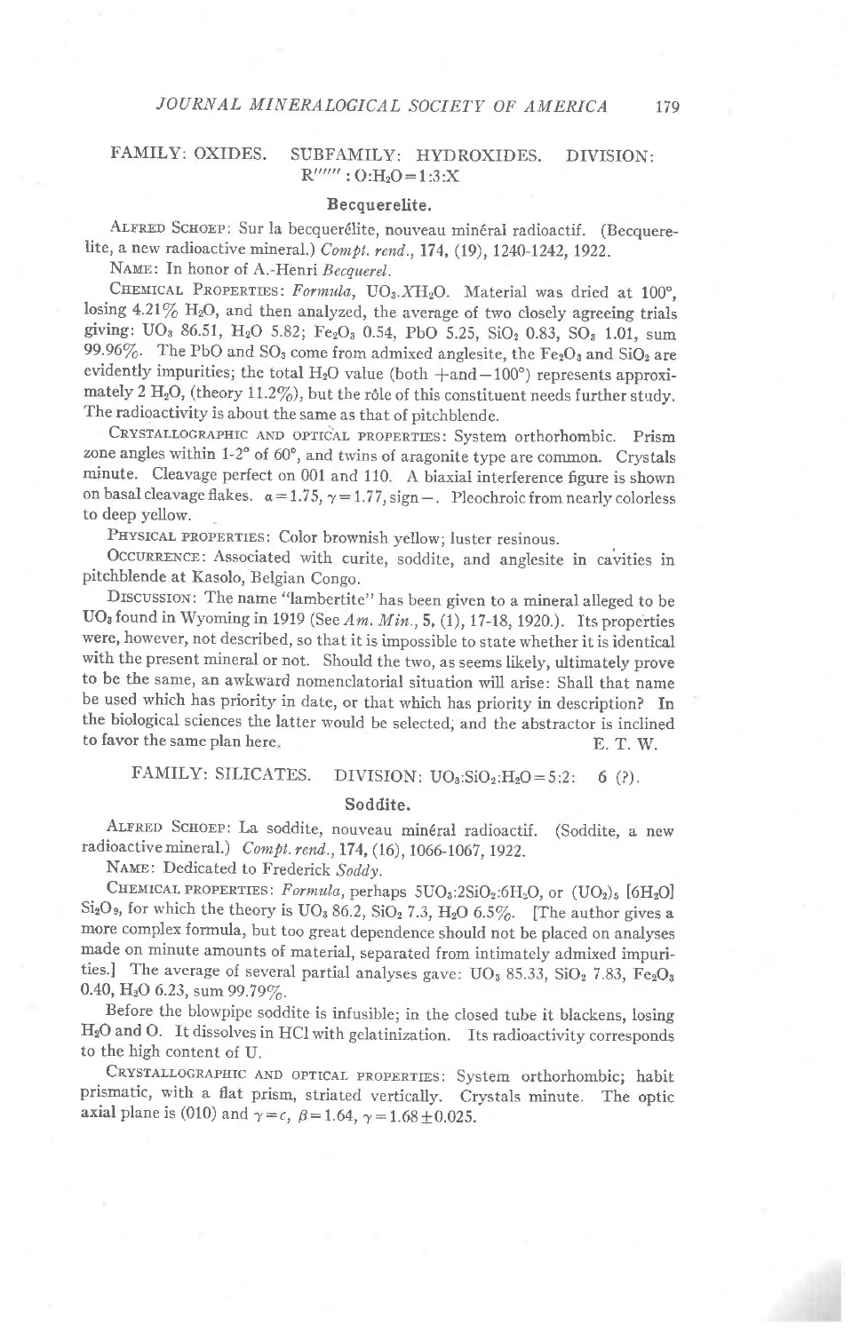FAMILY: OXIDES. SUBFAMILY: HYDROXIDES. DIVISION: $R''''''$ : $O$:$H_2O$ = 1:3:X

## Becquerelite.

Alfred Schoep: Sur la becquerélite, nouveau minéral radioactif. (Becquerelite, a new radioactive mineral.) *Compt. rend.*, **174**, (19), 1240-1242, 1922.

Name: In honor of A.-Henri *Becquerel*.

Chemical Properties: *Formula*, $UO_3.XH_2O$. Material was dried at 100°, losing 4.21% $H_2O$, and then analyzed, the average of two closely agreeing trials giving: $UO_3$ 86.51, $H_2O$ 5.82; $Fe_2O_3$ 0.54, PbO 5.25, $SiO_2$ 0.83, $SO_3$ 1.01, sum 99.96%. The PbO and $SO_3$ come from admixed anglesite, the $Fe_2O_3$ and $SiO_2$ are evidently impurities; the total $H_2O$ value (both +and−100°) represents approximately 2 $H_2O$, (theory 11.2%), but the rôle of this constituent needs further study. The radioactivity is about the same as that of pitchblende.

Crystallographic and optical properties: System orthorhombic. Prism zone angles within 1-2° of 60°, and twins of aragonite type are common. Crystals minute. Cleavage perfect on 001 and 110. A biaxial interference figure is shown on basal cleavage flakes. $\alpha = 1.75$, $\gamma = 1.77$, sign −. Pleochroic from nearly colorless to deep yellow.

Physical properties: Color brownish yellow; luster resinous.

Occurrence: Associated with curite, soddite, and anglesite in cavities in pitchblende at Kasolo, Belgian Congo.

Discussion: The name "lambertite" has been given to a mineral alleged to be $UO_3$ found in Wyoming in 1919 (See *Am. Min.*, **5**, (1), 17-18, 1920.). Its properties were, however, not described, so that it is impossible to state whether it is identical with the present mineral or not. Should the two, as seems likely, ultimately prove to be the same, an awkward nomenclatorial situation will arise: Shall that name be used which has priority in date, or that which has priority in description? In the biological sciences the latter would be selected, and the abstractor is inclined to favor the same plan here.

E. T. W.

FAMILY: SILICATES. DIVISION: $UO_3$:$SiO_2$:$H_2O$ = 5:2: 6 (?).

## Soddite.

Alfred Schoep: La soddite, nouveau minéral radioactif. (Soddite, a new radioactive mineral.) *Compt. rend.*, **174**, (16), 1066-1067, 1922.

Name: Dedicated to Frederick *Soddy*.

Chemical properties: *Formula*, perhaps $5UO_3$:$2SiO_2$:$6H_2O$, or $(UO_2)_5$ $[6H_2O]$ $Si_2O_9$, for which the theory is $UO_3$ 86.2, $SiO_2$ 7.3, $H_2O$ 6.5%. [The author gives a more complex formula, but too great dependence should not be placed on analyses made on minute amounts of material, separated from intimately admixed impurities.] The average of several partial analyses gave: $UO_3$ 85.33, $SiO_2$ 7.83, $Fe_2O_3$ 0.40, $H_2O$ 6.23, sum 99.79%.

Before the blowpipe soddite is infusible; in the closed tube it blackens, losing $H_2O$ and O. It dissolves in HCl with gelatinization. Its radioactivity corresponds to the high content of U.

Crystallographic and optical properties: System orthorhombic; habit prismatic, with a flat prism, striated vertically. Crystals minute. The optic axial plane is (010) and $\gamma = c$, $\beta = 1.64$, $\gamma = 1.68 \pm 0.025$.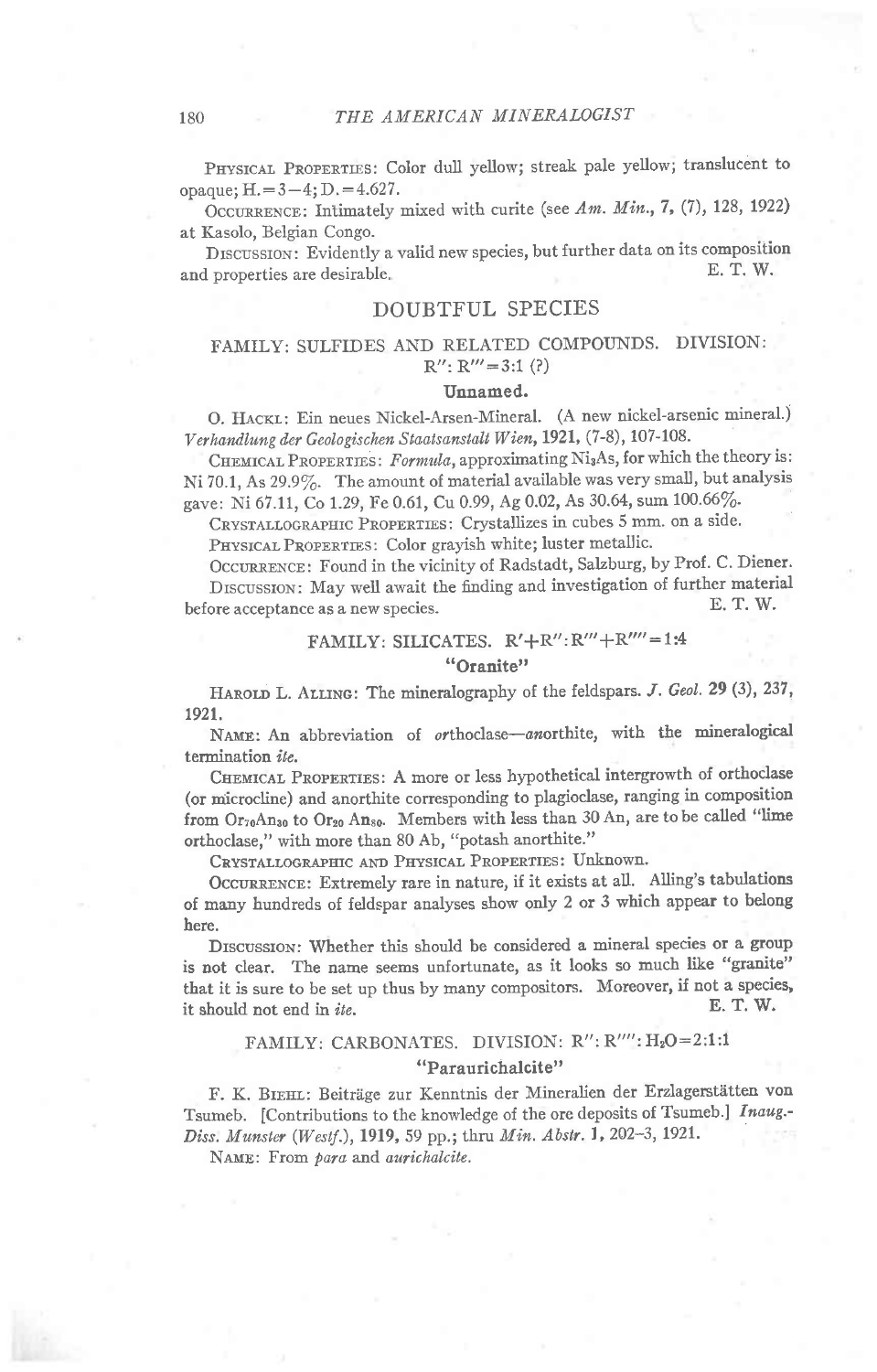PHYSICAL PROPERTIES: Color dull yellow; streak pale yellow; translucent to opaque; H.=3–4; D.=4.627.

OCCURRENCE: Intimately mixed with curite (see *Am. Min.*, **7**, (7), 128, 1922) at Kasolo, Belgian Congo.

DISCUSSION: Evidently a valid new species, but further data on its composition and properties are desirable. E. T. W.

## DOUBTFUL SPECIES

### FAMILY: SULFIDES AND RELATED COMPOUNDS. DIVISION: $R'':R'''=3:1$ (?)

#### Unnamed.

O. HACKL: Ein neues Nickel-Arsen-Mineral. (A new nickel-arsenic mineral.) *Verhandlung der Geologischen Staatsanstalt Wien*, **1921**, (7-8), 107-108.

CHEMICAL PROPERTIES: *Formula*, approximating $Ni_3As$, for which the theory is: Ni 70.1, As 29.9%. The amount of material available was very small, but analysis gave: Ni 67.11, Co 1.29, Fe 0.61, Cu 0.99, Ag 0.02, As 30.64, sum 100.66%.

CRYSTALLOGRAPHIC PROPERTIES: Crystallizes in cubes 5 mm. on a side.

PHYSICAL PROPERTIES: Color grayish white; luster metallic.

OCCURRENCE: Found in the vicinity of Radstadt, Salzburg, by Prof. C. Diener.

DISCUSSION: May well await the finding and investigation of further material before acceptance as a new species. E. T. W.

### FAMILY: SILICATES. $R'+R'':R'''+R''''=1:4$

#### "Oranite"

HAROLD L. ALLING: The mineralography of the feldspars. *J. Geol.* **29** (3), 237, 1921.

NAME: An abbreviation of *or*thoclase—*an*orthite, with the mineralogical termination *ite*.

CHEMICAL PROPERTIES: A more or less hypothetical intergrowth of orthoclase (or microcline) and anorthite corresponding to plagioclase, ranging in composition from $Or_{70}An_{30}$ to $Or_{20}An_{80}$. Members with less than 30 An, are to be called "lime orthoclase," with more than 80 Ab, "potash anorthite."

CRYSTALLOGRAPHIC AND PHYSICAL PROPERTIES: Unknown.

OCCURRENCE: Extremely rare in nature, if it exists at all. Alling's tabulations of many hundreds of feldspar analyses show only 2 or 3 which appear to belong here.

DISCUSSION: Whether this should be considered a mineral species or a group is not clear. The name seems unfortunate, as it looks so much like "granite" that it is sure to be set up thus by many compositors. Moreover, if not a species, it should not end in *ite*. E. T. W.

### FAMILY: CARBONATES. DIVISION: $R'':R'''':H_2O=2:1:1$

#### "Paraurichalcite"

F. K. BIEHL: Beiträge zur Kenntnis der Mineralien der Erzlagerstätten von Tsumeb. [Contributions to the knowledge of the ore deposits of Tsumeb.] *Inaug.-Diss. Munster (Westf.)*, **1919**, 59 pp.; thru *Min. Abstr.* **1**, 202–3, 1921.

NAME: From *para* and *aurichalcite*.